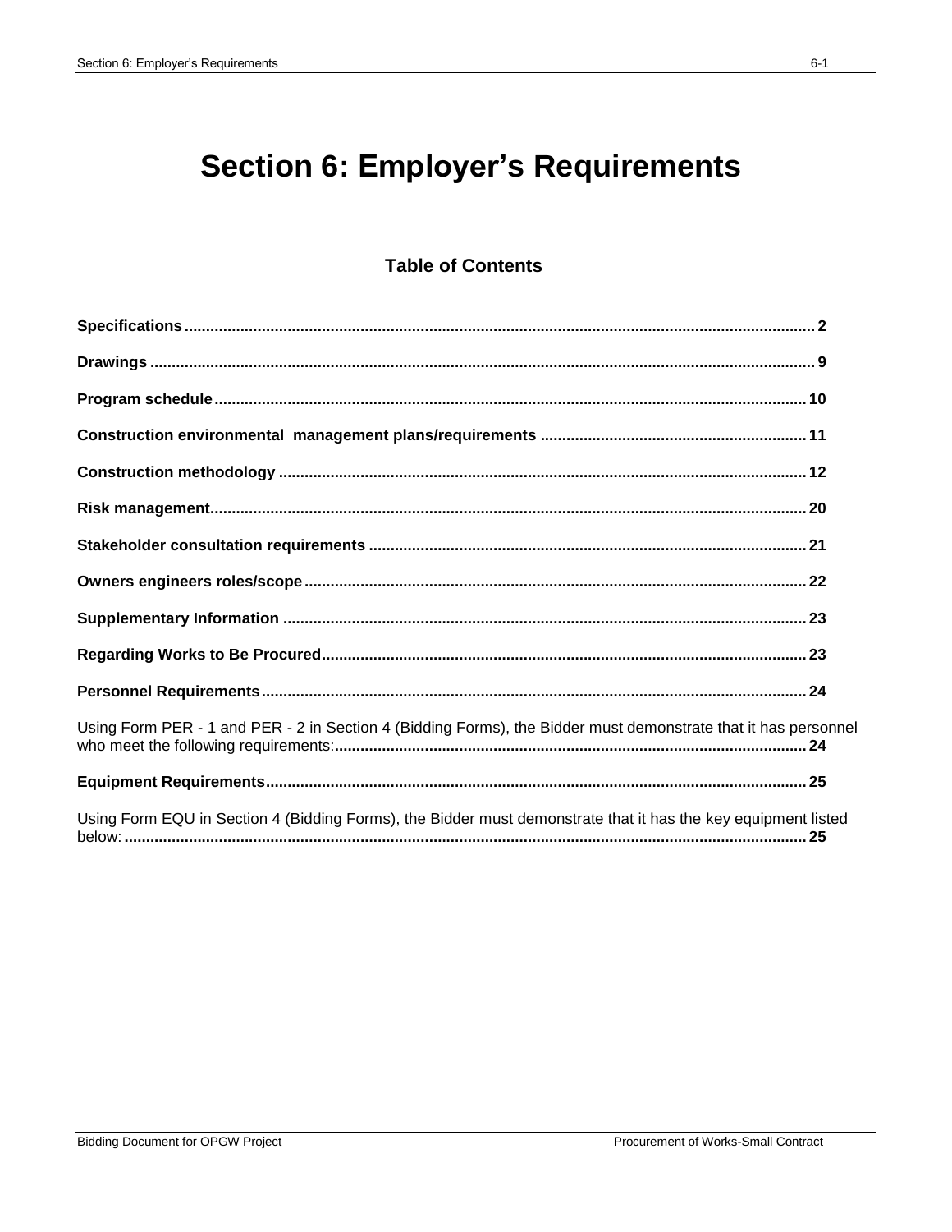# Section 6: Employer's Requirements

## Table of Contents

**Specifications** ........................................ **2**

**Drawings** ........................................ **9**

**Program schedule** ........................................ **10**

**Construction environmental management plans/requirements** ........................................ **11**

**Construction methodology** ........................................ **12**

**Risk management** ........................................ **20**

**Stakeholder consultation requirements** ........................................ **21**

**Owners engineers roles/scope** ........................................ **22**

**Supplementary Information** ........................................ **23**

**Regarding Works to Be Procured** ........................................ **23**

**Personnel Requirements** ........................................ **24**

Using Form PER - 1 and PER - 2 in Section 4 (Bidding Forms), the Bidder must demonstrate that it has personnel who meet the following requirements: ........................................ **24**

**Equipment Requirements** ........................................ **25**

Using Form EQU in Section 4 (Bidding Forms), the Bidder must demonstrate that it has the key equipment listed below: ........................................ **25**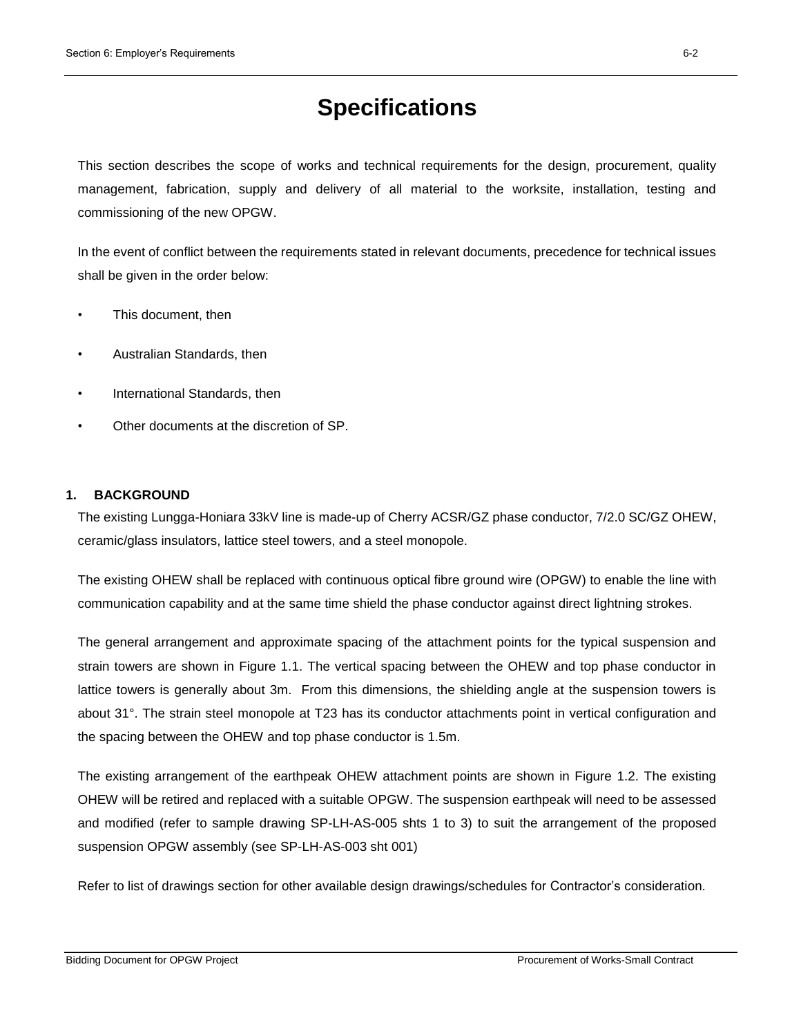# Specifications

This section describes the scope of works and technical requirements for the design, procurement, quality management, fabrication, supply and delivery of all material to the worksite, installation, testing and commissioning of the new OPGW.

In the event of conflict between the requirements stated in relevant documents, precedence for technical issues shall be given in the order below:

- This document, then
- Australian Standards, then
- International Standards, then
- Other documents at the discretion of SP.

## 1. BACKGROUND

The existing Lungga-Honiara 33kV line is made-up of Cherry ACSR/GZ phase conductor, 7/2.0 SC/GZ OHEW, ceramic/glass insulators, lattice steel towers, and a steel monopole.

The existing OHEW shall be replaced with continuous optical fibre ground wire (OPGW) to enable the line with communication capability and at the same time shield the phase conductor against direct lightning strokes.

The general arrangement and approximate spacing of the attachment points for the typical suspension and strain towers are shown in Figure 1.1. The vertical spacing between the OHEW and top phase conductor in lattice towers is generally about 3m. From this dimensions, the shielding angle at the suspension towers is about 31°. The strain steel monopole at T23 has its conductor attachments point in vertical configuration and the spacing between the OHEW and top phase conductor is 1.5m.

The existing arrangement of the earthpeak OHEW attachment points are shown in Figure 1.2. The existing OHEW will be retired and replaced with a suitable OPGW. The suspension earthpeak will need to be assessed and modified (refer to sample drawing SP-LH-AS-005 shts 1 to 3) to suit the arrangement of the proposed suspension OPGW assembly (see SP-LH-AS-003 sht 001)

Refer to list of drawings section for other available design drawings/schedules for Contractor's consideration.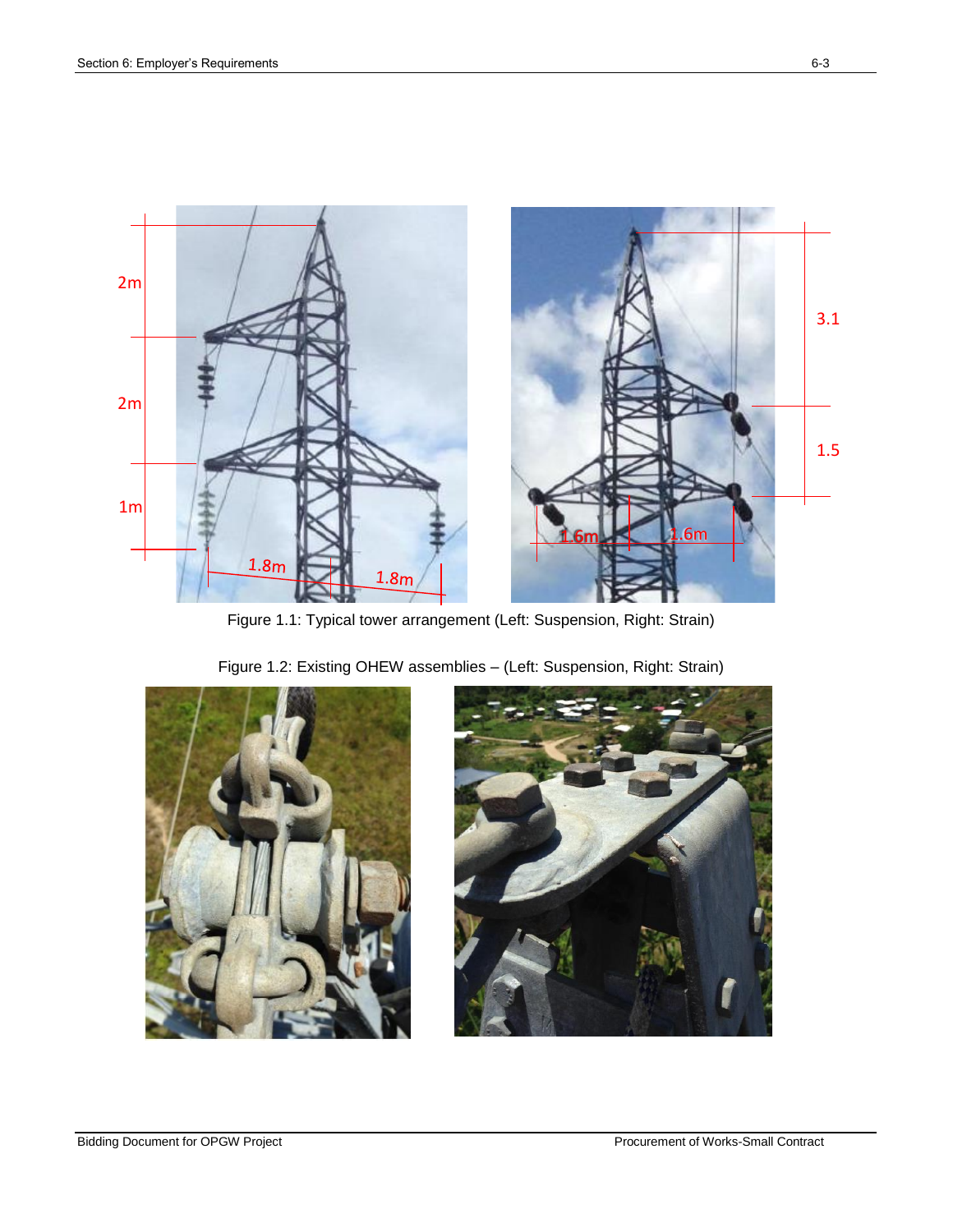Figure 1.1: Typical tower arrangement (Left: Suspension, Right: Strain)

Figure 1.2: Existing OHEW assemblies – (Left: Suspension, Right: Strain)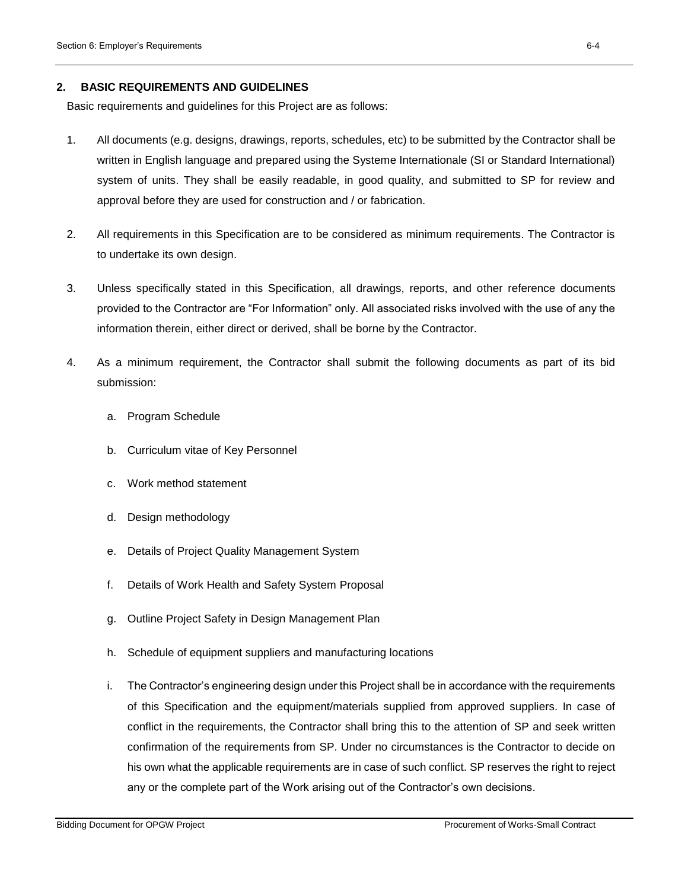## 2. BASIC REQUIREMENTS AND GUIDELINES

Basic requirements and guidelines for this Project are as follows:

1. All documents (e.g. designs, drawings, reports, schedules, etc) to be submitted by the Contractor shall be written in English language and prepared using the Systeme Internationale (SI or Standard International) system of units. They shall be easily readable, in good quality, and submitted to SP for review and approval before they are used for construction and / or fabrication.

2. All requirements in this Specification are to be considered as minimum requirements. The Contractor is to undertake its own design.

3. Unless specifically stated in this Specification, all drawings, reports, and other reference documents provided to the Contractor are "For Information" only. All associated risks involved with the use of any the information therein, either direct or derived, shall be borne by the Contractor.

4. As a minimum requirement, the Contractor shall submit the following documents as part of its bid submission:

   a. Program Schedule

   b. Curriculum vitae of Key Personnel

   c. Work method statement

   d. Design methodology

   e. Details of Project Quality Management System

   f. Details of Work Health and Safety System Proposal

   g. Outline Project Safety in Design Management Plan

   h. Schedule of equipment suppliers and manufacturing locations

   i. The Contractor's engineering design under this Project shall be in accordance with the requirements of this Specification and the equipment/materials supplied from approved suppliers. In case of conflict in the requirements, the Contractor shall bring this to the attention of SP and seek written confirmation of the requirements from SP. Under no circumstances is the Contractor to decide on his own what the applicable requirements are in case of such conflict. SP reserves the right to reject any or the complete part of the Work arising out of the Contractor's own decisions.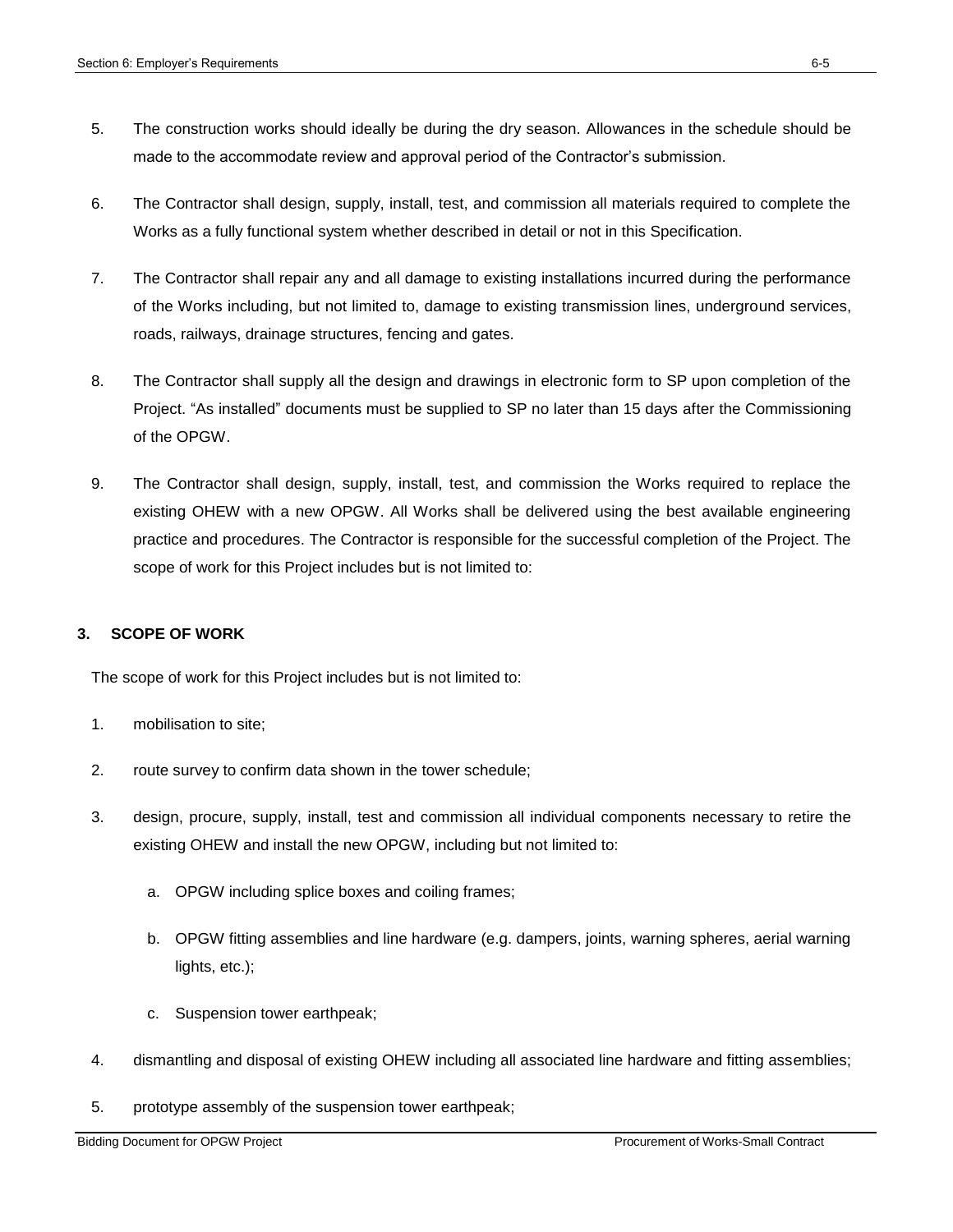5. The construction works should ideally be during the dry season. Allowances in the schedule should be made to the accommodate review and approval period of the Contractor's submission.

6. The Contractor shall design, supply, install, test, and commission all materials required to complete the Works as a fully functional system whether described in detail or not in this Specification.

7. The Contractor shall repair any and all damage to existing installations incurred during the performance of the Works including, but not limited to, damage to existing transmission lines, underground services, roads, railways, drainage structures, fencing and gates.

8. The Contractor shall supply all the design and drawings in electronic form to SP upon completion of the Project. "As installed" documents must be supplied to SP no later than 15 days after the Commissioning of the OPGW.

9. The Contractor shall design, supply, install, test, and commission the Works required to replace the existing OHEW with a new OPGW. All Works shall be delivered using the best available engineering practice and procedures. The Contractor is responsible for the successful completion of the Project. The scope of work for this Project includes but is not limited to:

## 3. SCOPE OF WORK

The scope of work for this Project includes but is not limited to:

1. mobilisation to site;

2. route survey to confirm data shown in the tower schedule;

3. design, procure, supply, install, test and commission all individual components necessary to retire the existing OHEW and install the new OPGW, including but not limited to:

    a. OPGW including splice boxes and coiling frames;

    b. OPGW fitting assemblies and line hardware (e.g. dampers, joints, warning spheres, aerial warning lights, etc.);

    c. Suspension tower earthpeak;

4. dismantling and disposal of existing OHEW including all associated line hardware and fitting assemblies;

5. prototype assembly of the suspension tower earthpeak;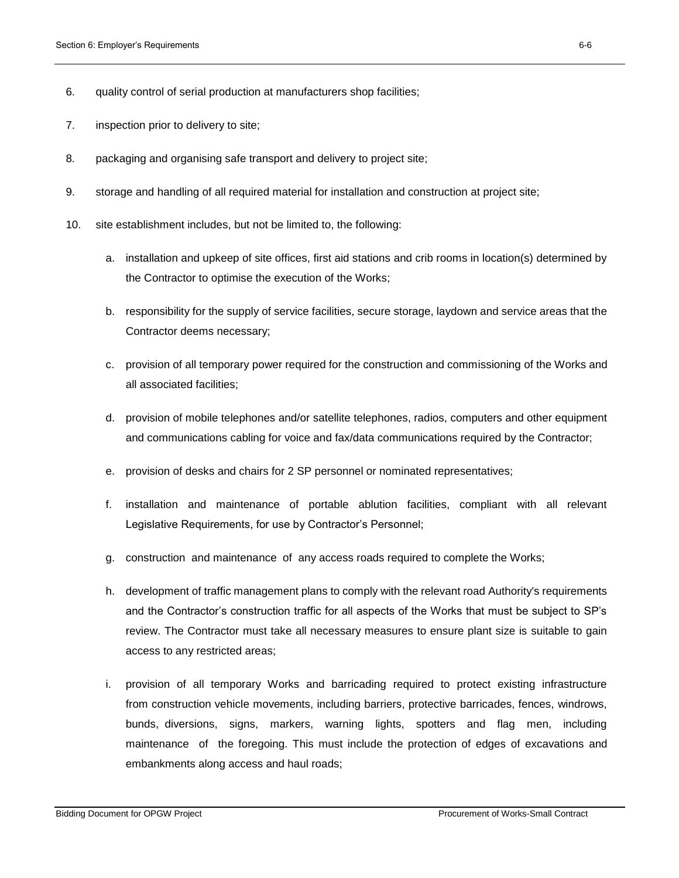6. quality control of serial production at manufacturers shop facilities;

7. inspection prior to delivery to site;

8. packaging and organising safe transport and delivery to project site;

9. storage and handling of all required material for installation and construction at project site;

10. site establishment includes, but not be limited to, the following:

    a. installation and upkeep of site offices, first aid stations and crib rooms in location(s) determined by the Contractor to optimise the execution of the Works;

    b. responsibility for the supply of service facilities, secure storage, laydown and service areas that the Contractor deems necessary;

    c. provision of all temporary power required for the construction and commissioning of the Works and all associated facilities;

    d. provision of mobile telephones and/or satellite telephones, radios, computers and other equipment and communications cabling for voice and fax/data communications required by the Contractor;

    e. provision of desks and chairs for 2 SP personnel or nominated representatives;

    f. installation and maintenance of portable ablution facilities, compliant with all relevant Legislative Requirements, for use by Contractor's Personnel;

    g. construction and maintenance of any access roads required to complete the Works;

    h. development of traffic management plans to comply with the relevant road Authority's requirements and the Contractor's construction traffic for all aspects of the Works that must be subject to SP's review. The Contractor must take all necessary measures to ensure plant size is suitable to gain access to any restricted areas;

    i. provision of all temporary Works and barricading required to protect existing infrastructure from construction vehicle movements, including barriers, protective barricades, fences, windrows, bunds, diversions, signs, markers, warning lights, spotters and flag men, including maintenance of the foregoing. This must include the protection of edges of excavations and embankments along access and haul roads;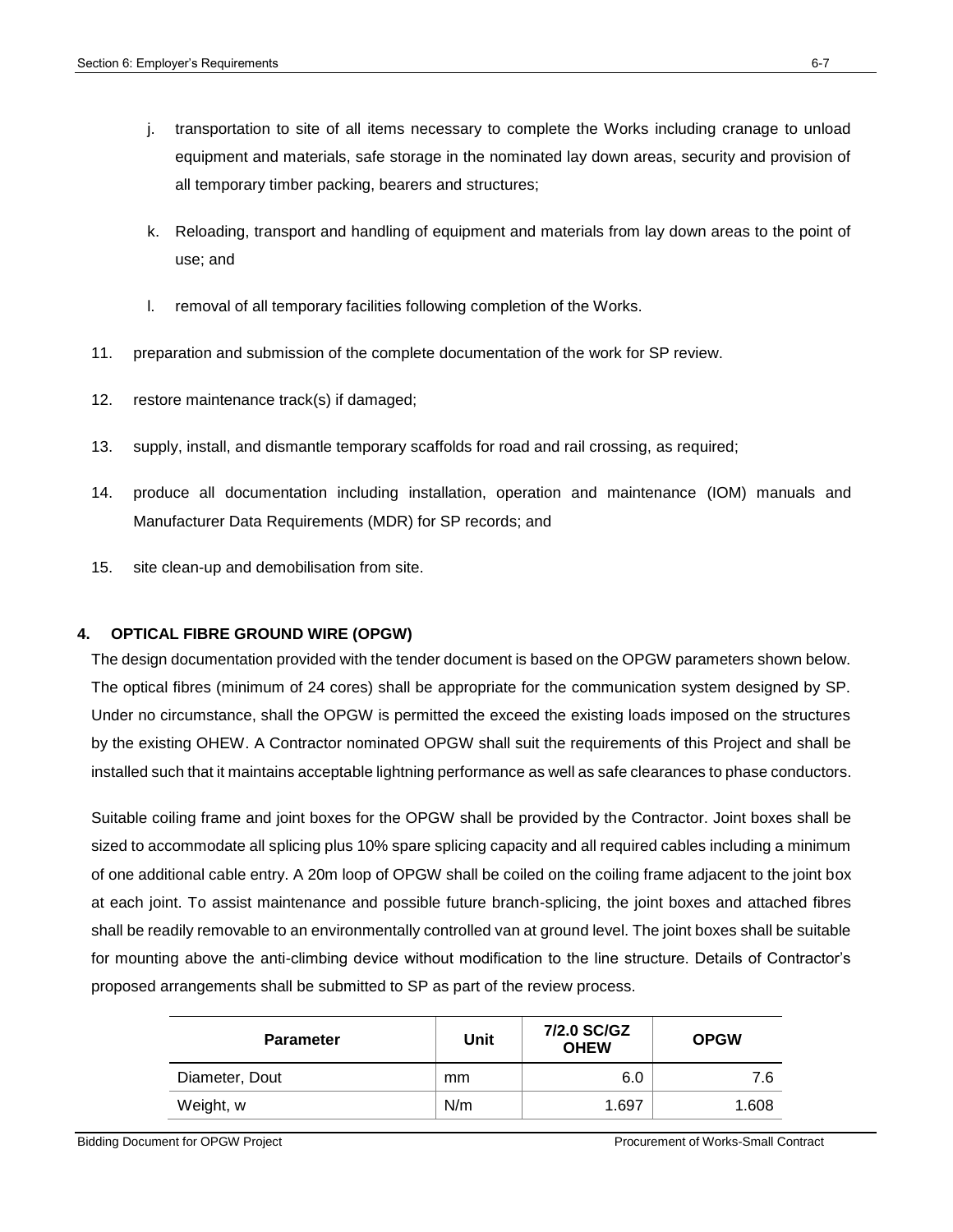j. transportation to site of all items necessary to complete the Works including cranage to unload equipment and materials, safe storage in the nominated lay down areas, security and provision of all temporary timber packing, bearers and structures;

k. Reloading, transport and handling of equipment and materials from lay down areas to the point of use; and

l. removal of all temporary facilities following completion of the Works.

11. preparation and submission of the complete documentation of the work for SP review.

12. restore maintenance track(s) if damaged;

13. supply, install, and dismantle temporary scaffolds for road and rail crossing, as required;

14. produce all documentation including installation, operation and maintenance (IOM) manuals and Manufacturer Data Requirements (MDR) for SP records; and

15. site clean-up and demobilisation from site.

## 4. OPTICAL FIBRE GROUND WIRE (OPGW)

The design documentation provided with the tender document is based on the OPGW parameters shown below. The optical fibres (minimum of 24 cores) shall be appropriate for the communication system designed by SP. Under no circumstance, shall the OPGW is permitted the exceed the existing loads imposed on the structures by the existing OHEW. A Contractor nominated OPGW shall suit the requirements of this Project and shall be installed such that it maintains acceptable lightning performance as well as safe clearances to phase conductors.

Suitable coiling frame and joint boxes for the OPGW shall be provided by the Contractor. Joint boxes shall be sized to accommodate all splicing plus 10% spare splicing capacity and all required cables including a minimum of one additional cable entry. A 20m loop of OPGW shall be coiled on the coiling frame adjacent to the joint box at each joint. To assist maintenance and possible future branch-splicing, the joint boxes and attached fibres shall be readily removable to an environmentally controlled van at ground level. The joint boxes shall be suitable for mounting above the anti-climbing device without modification to the line structure. Details of Contractor's proposed arrangements shall be submitted to SP as part of the review process.

| Parameter | Unit | 7/2.0 SC/GZ OHEW | OPGW |
|---|---|---|---|
| Diameter, Dout | mm | 6.0 | 7.6 |
| Weight, w | N/m | 1.697 | 1.608 |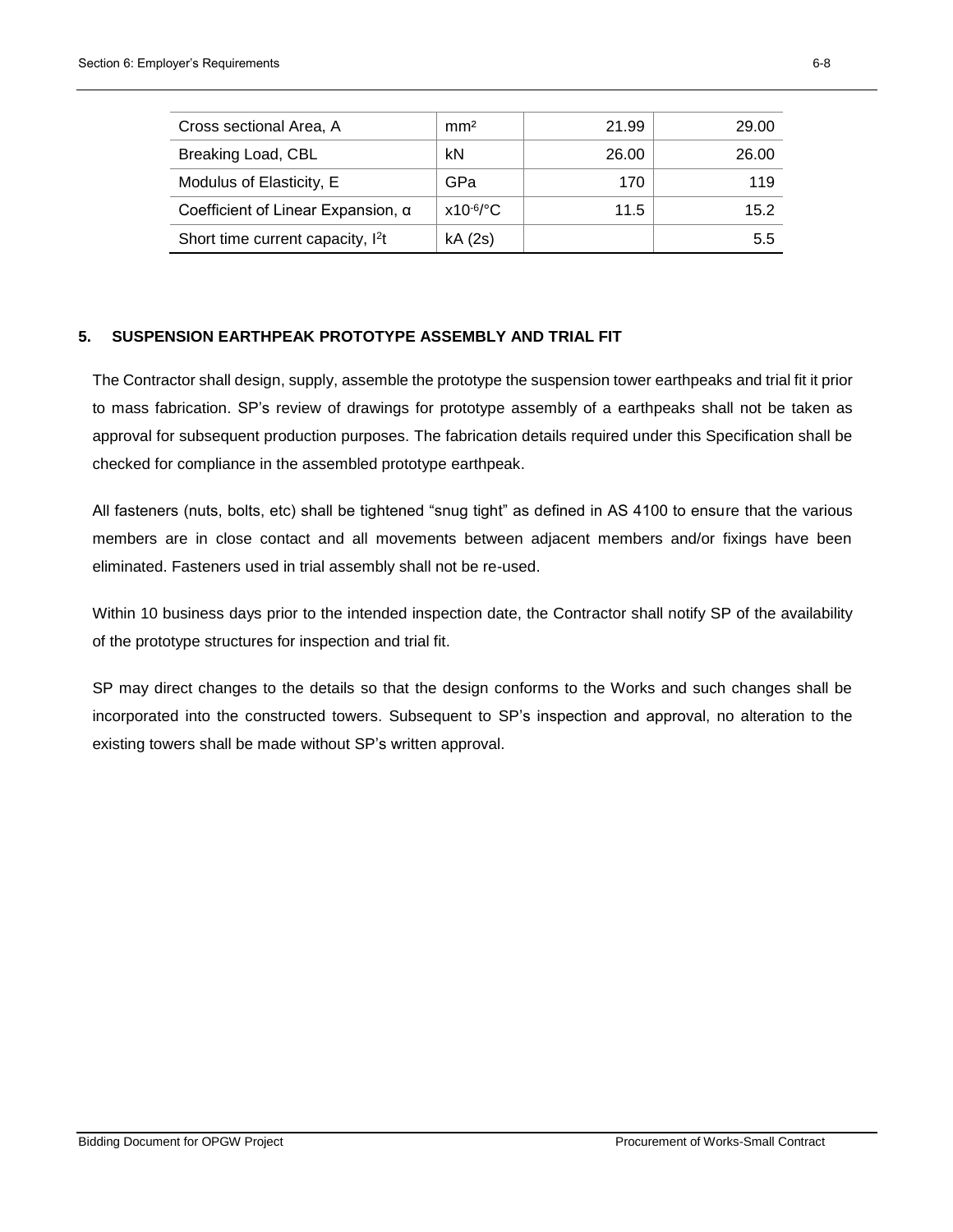| Cross sectional Area, A | mm² | 21.99 | 29.00 |
| --- | --- | --- | --- |
| Breaking Load, CBL | kN | 26.00 | 26.00 |
| Modulus of Elasticity, E | GPa | 170 | 119 |
| Coefficient of Linear Expansion, α | $x10^{-6}$/°C | 11.5 | 15.2 |
| Short time current capacity, $I^2t$ | kA (2s) | | 5.5 |

## 5. SUSPENSION EARTHPEAK PROTOTYPE ASSEMBLY AND TRIAL FIT

The Contractor shall design, supply, assemble the prototype the suspension tower earthpeaks and trial fit it prior to mass fabrication. SP's review of drawings for prototype assembly of a earthpeaks shall not be taken as approval for subsequent production purposes. The fabrication details required under this Specification shall be checked for compliance in the assembled prototype earthpeak.

All fasteners (nuts, bolts, etc) shall be tightened "snug tight" as defined in AS 4100 to ensure that the various members are in close contact and all movements between adjacent members and/or fixings have been eliminated. Fasteners used in trial assembly shall not be re-used.

Within 10 business days prior to the intended inspection date, the Contractor shall notify SP of the availability of the prototype structures for inspection and trial fit.

SP may direct changes to the details so that the design conforms to the Works and such changes shall be incorporated into the constructed towers. Subsequent to SP's inspection and approval, no alteration to the existing towers shall be made without SP's written approval.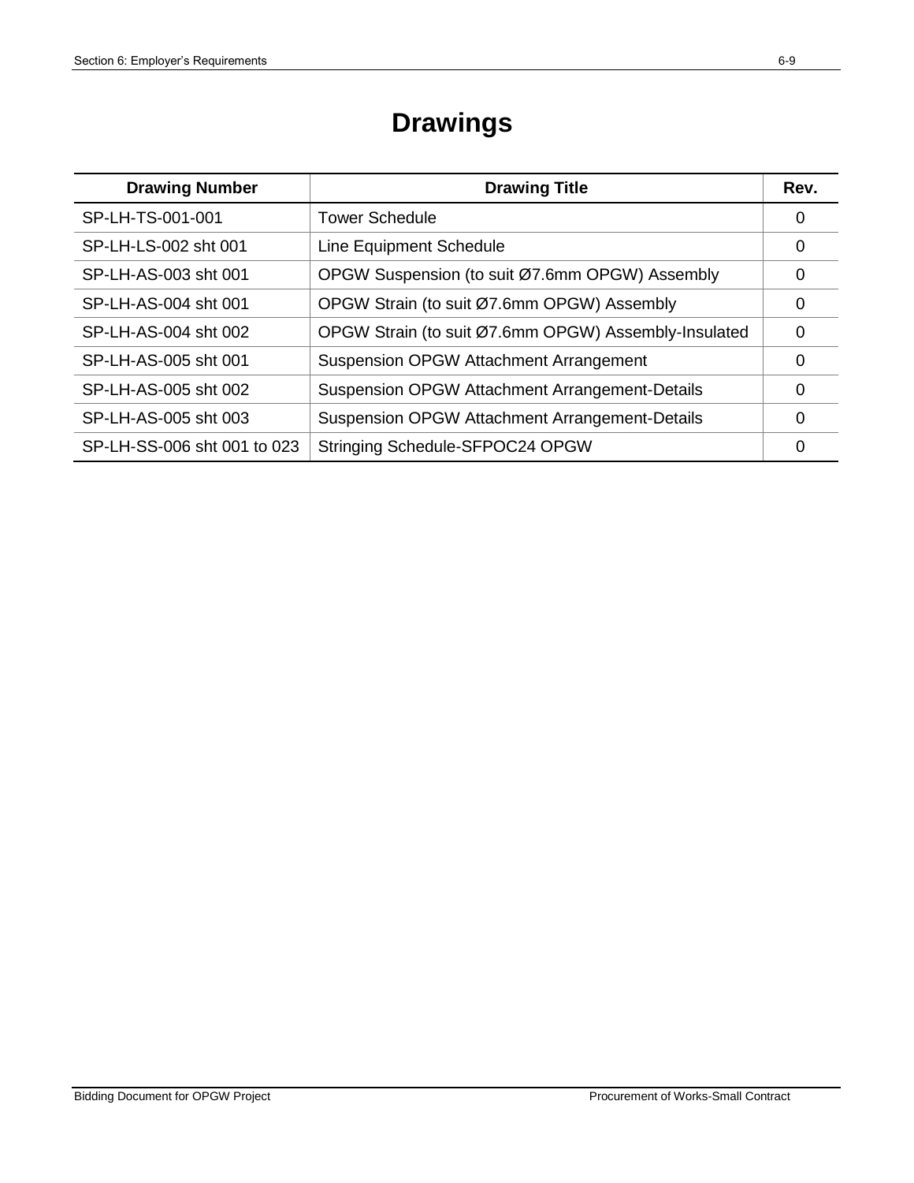# Drawings

| Drawing Number | Drawing Title | Rev. |
|---|---|---|
| SP-LH-TS-001-001 | Tower Schedule | 0 |
| SP-LH-LS-002 sht 001 | Line Equipment Schedule | 0 |
| SP-LH-AS-003 sht 001 | OPGW Suspension (to suit Ø7.6mm OPGW) Assembly | 0 |
| SP-LH-AS-004 sht 001 | OPGW Strain (to suit Ø7.6mm OPGW) Assembly | 0 |
| SP-LH-AS-004 sht 002 | OPGW Strain (to suit Ø7.6mm OPGW) Assembly-Insulated | 0 |
| SP-LH-AS-005 sht 001 | Suspension OPGW Attachment Arrangement | 0 |
| SP-LH-AS-005 sht 002 | Suspension OPGW Attachment Arrangement-Details | 0 |
| SP-LH-AS-005 sht 003 | Suspension OPGW Attachment Arrangement-Details | 0 |
| SP-LH-SS-006 sht 001 to 023 | Stringing Schedule-SFPOC24 OPGW | 0 |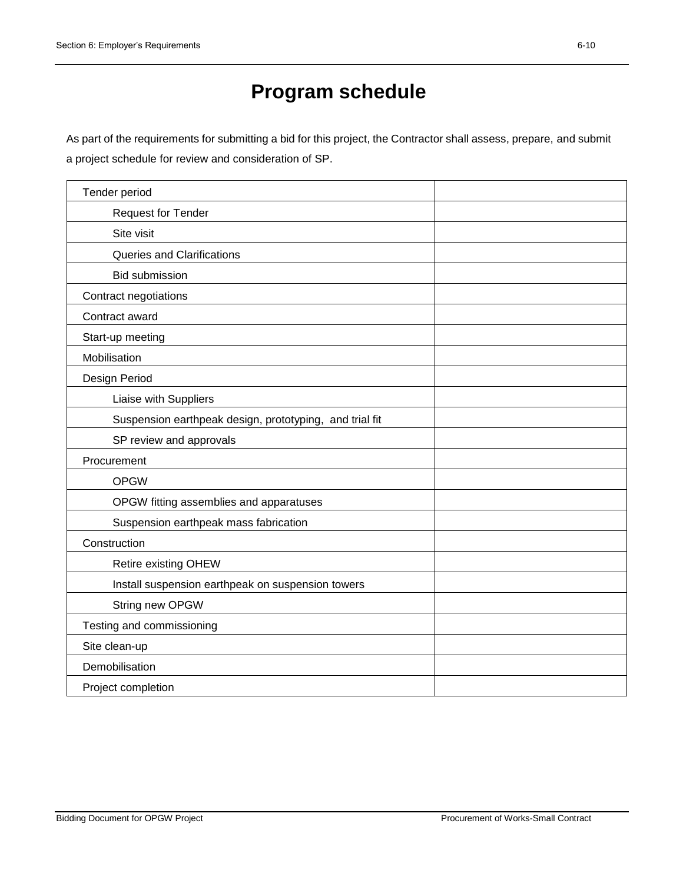# Program schedule

As part of the requirements for submitting a bid for this project, the Contractor shall assess, prepare, and submit a project schedule for review and consideration of SP.

| | |
|---|---|
| Tender period | |
| Request for Tender | |
| Site visit | |
| Queries and Clarifications | |
| Bid submission | |
| Contract negotiations | |
| Contract award | |
| Start-up meeting | |
| Mobilisation | |
| Design Period | |
| Liaise with Suppliers | |
| Suspension earthpeak design, prototyping, and trial fit | |
| SP review and approvals | |
| Procurement | |
| OPGW | |
| OPGW fitting assemblies and apparatuses | |
| Suspension earthpeak mass fabrication | |
| Construction | |
| Retire existing OHEW | |
| Install suspension earthpeak on suspension towers | |
| String new OPGW | |
| Testing and commissioning | |
| Site clean-up | |
| Demobilisation | |
| Project completion | |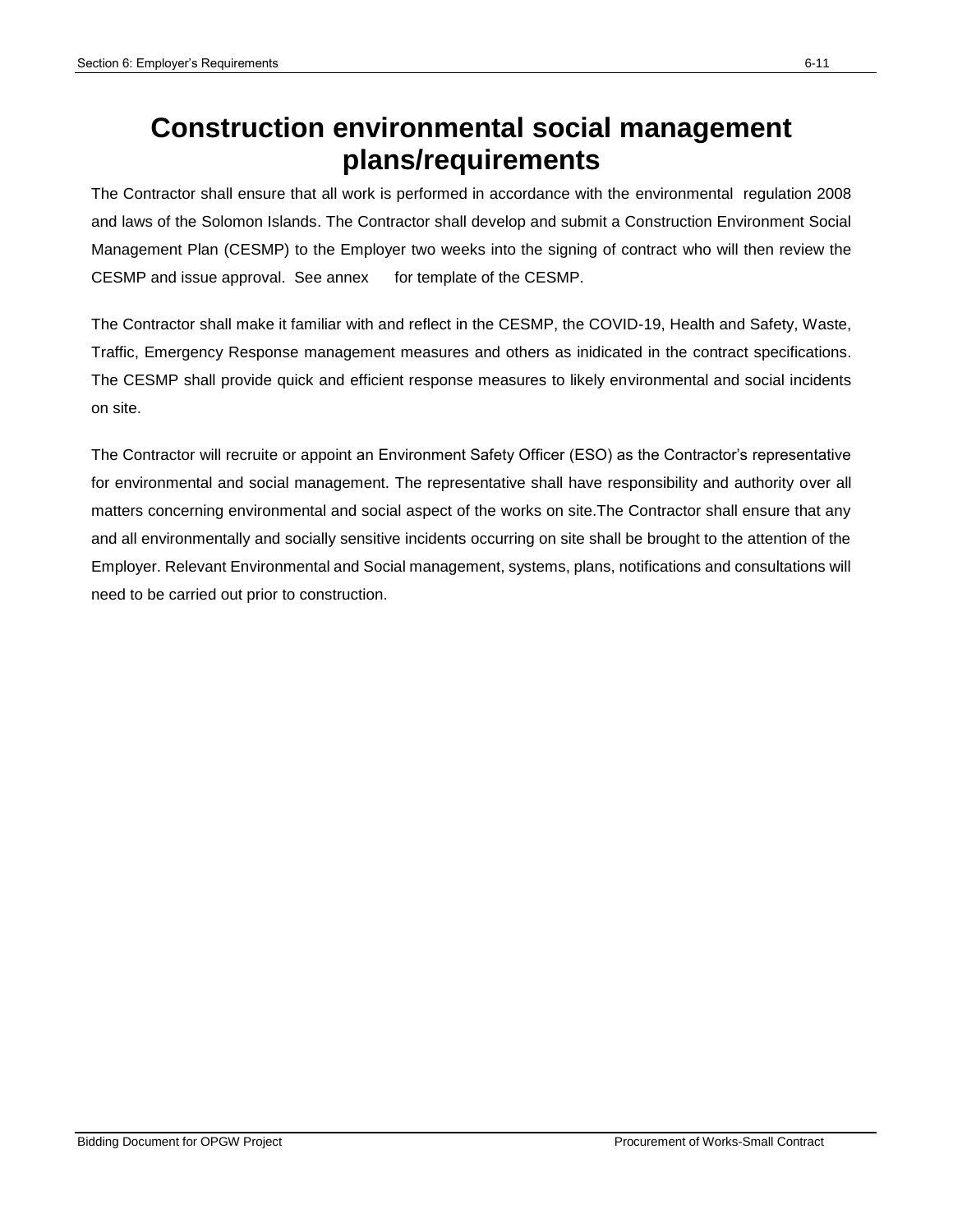# Construction environmental social management plans/requirements

The Contractor shall ensure that all work is performed in accordance with the environmental regulation 2008 and laws of the Solomon Islands. The Contractor shall develop and submit a Construction Environment Social Management Plan (CESMP) to the Employer two weeks into the signing of contract who will then review the CESMP and issue approval. See annex for template of the CESMP.

The Contractor shall make it familiar with and reflect in the CESMP, the COVID-19, Health and Safety, Waste, Traffic, Emergency Response management measures and others as inidicated in the contract specifications. The CESMP shall provide quick and efficient response measures to likely environmental and social incidents on site.

The Contractor will recruite or appoint an Environment Safety Officer (ESO) as the Contractor's representative for environmental and social management. The representative shall have responsibility and authority over all matters concerning environmental and social aspect of the works on site.The Contractor shall ensure that any and all environmentally and socially sensitive incidents occurring on site shall be brought to the attention of the Employer. Relevant Environmental and Social management, systems, plans, notifications and consultations will need to be carried out prior to construction.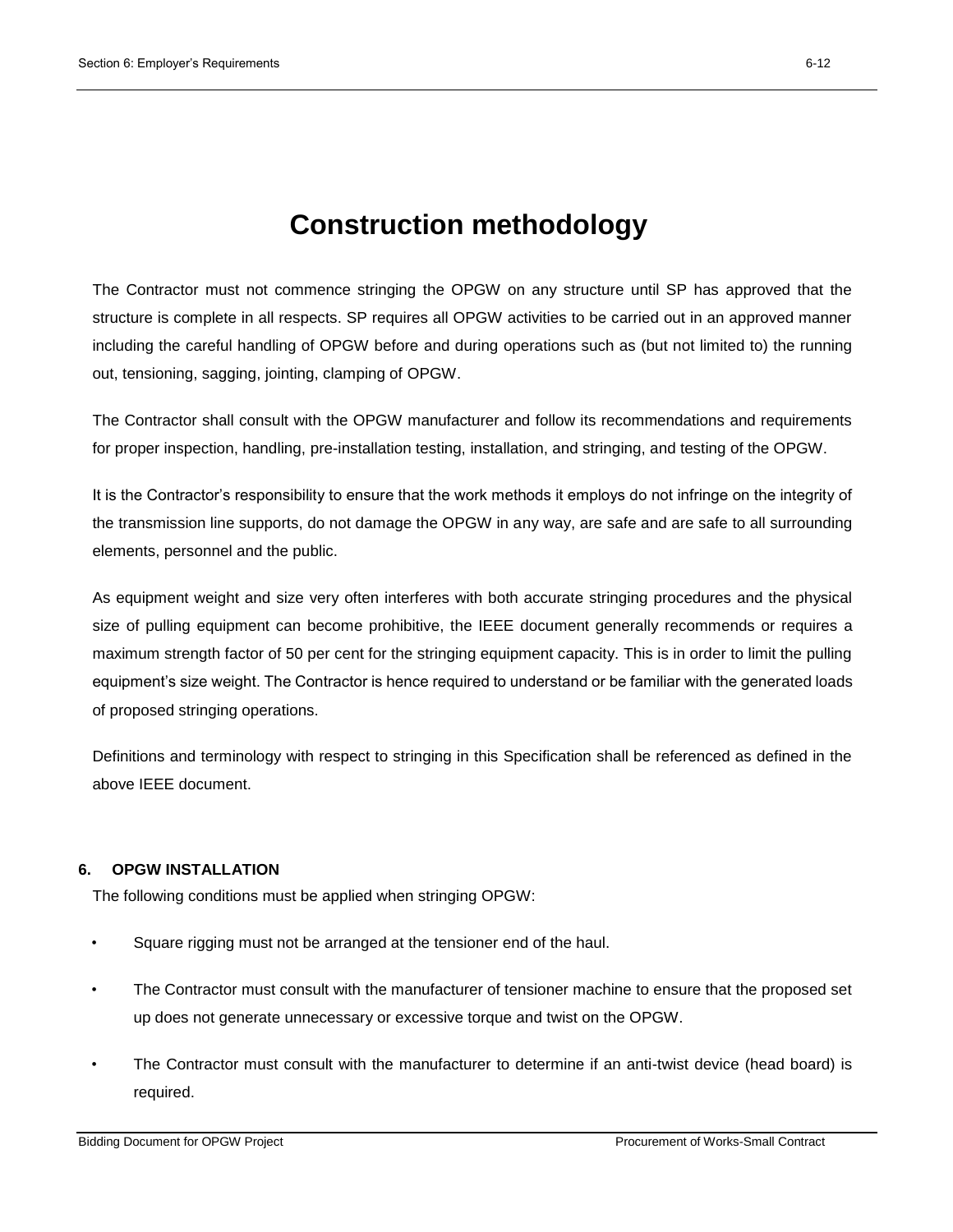# Construction methodology

The Contractor must not commence stringing the OPGW on any structure until SP has approved that the structure is complete in all respects. SP requires all OPGW activities to be carried out in an approved manner including the careful handling of OPGW before and during operations such as (but not limited to) the running out, tensioning, sagging, jointing, clamping of OPGW.

The Contractor shall consult with the OPGW manufacturer and follow its recommendations and requirements for proper inspection, handling, pre-installation testing, installation, and stringing, and testing of the OPGW.

It is the Contractor's responsibility to ensure that the work methods it employs do not infringe on the integrity of the transmission line supports, do not damage the OPGW in any way, are safe and are safe to all surrounding elements, personnel and the public.

As equipment weight and size very often interferes with both accurate stringing procedures and the physical size of pulling equipment can become prohibitive, the IEEE document generally recommends or requires a maximum strength factor of 50 per cent for the stringing equipment capacity. This is in order to limit the pulling equipment's size weight. The Contractor is hence required to understand or be familiar with the generated loads of proposed stringing operations.

Definitions and terminology with respect to stringing in this Specification shall be referenced as defined in the above IEEE document.

### 6. OPGW INSTALLATION

The following conditions must be applied when stringing OPGW:

- Square rigging must not be arranged at the tensioner end of the haul.
- The Contractor must consult with the manufacturer of tensioner machine to ensure that the proposed set up does not generate unnecessary or excessive torque and twist on the OPGW.
- The Contractor must consult with the manufacturer to determine if an anti-twist device (head board) is required.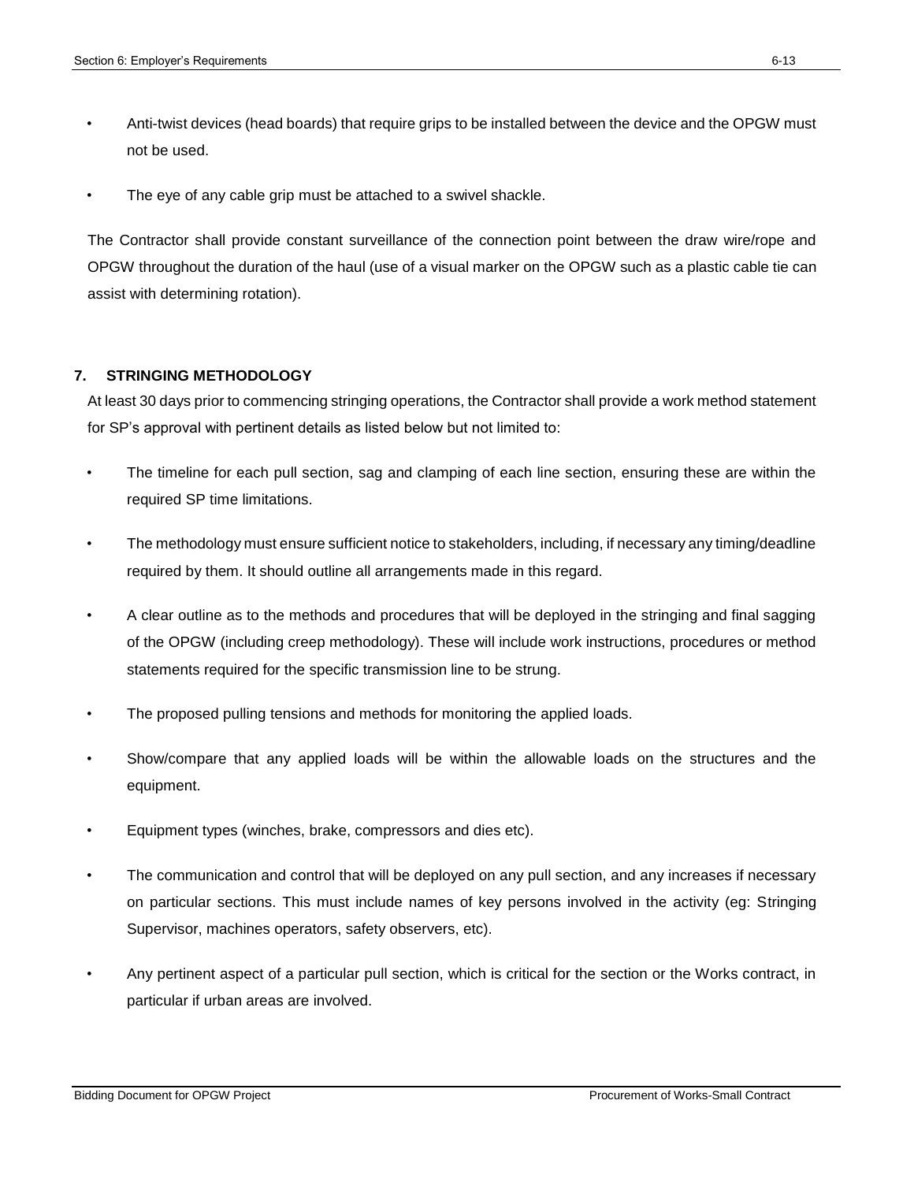- Anti-twist devices (head boards) that require grips to be installed between the device and the OPGW must not be used.
- The eye of any cable grip must be attached to a swivel shackle.

The Contractor shall provide constant surveillance of the connection point between the draw wire/rope and OPGW throughout the duration of the haul (use of a visual marker on the OPGW such as a plastic cable tie can assist with determining rotation).

## 7. STRINGING METHODOLOGY

At least 30 days prior to commencing stringing operations, the Contractor shall provide a work method statement for SP's approval with pertinent details as listed below but not limited to:

- The timeline for each pull section, sag and clamping of each line section, ensuring these are within the required SP time limitations.
- The methodology must ensure sufficient notice to stakeholders, including, if necessary any timing/deadline required by them. It should outline all arrangements made in this regard.
- A clear outline as to the methods and procedures that will be deployed in the stringing and final sagging of the OPGW (including creep methodology). These will include work instructions, procedures or method statements required for the specific transmission line to be strung.
- The proposed pulling tensions and methods for monitoring the applied loads.
- Show/compare that any applied loads will be within the allowable loads on the structures and the equipment.
- Equipment types (winches, brake, compressors and dies etc).
- The communication and control that will be deployed on any pull section, and any increases if necessary on particular sections. This must include names of key persons involved in the activity (eg: Stringing Supervisor, machines operators, safety observers, etc).
- Any pertinent aspect of a particular pull section, which is critical for the section or the Works contract, in particular if urban areas are involved.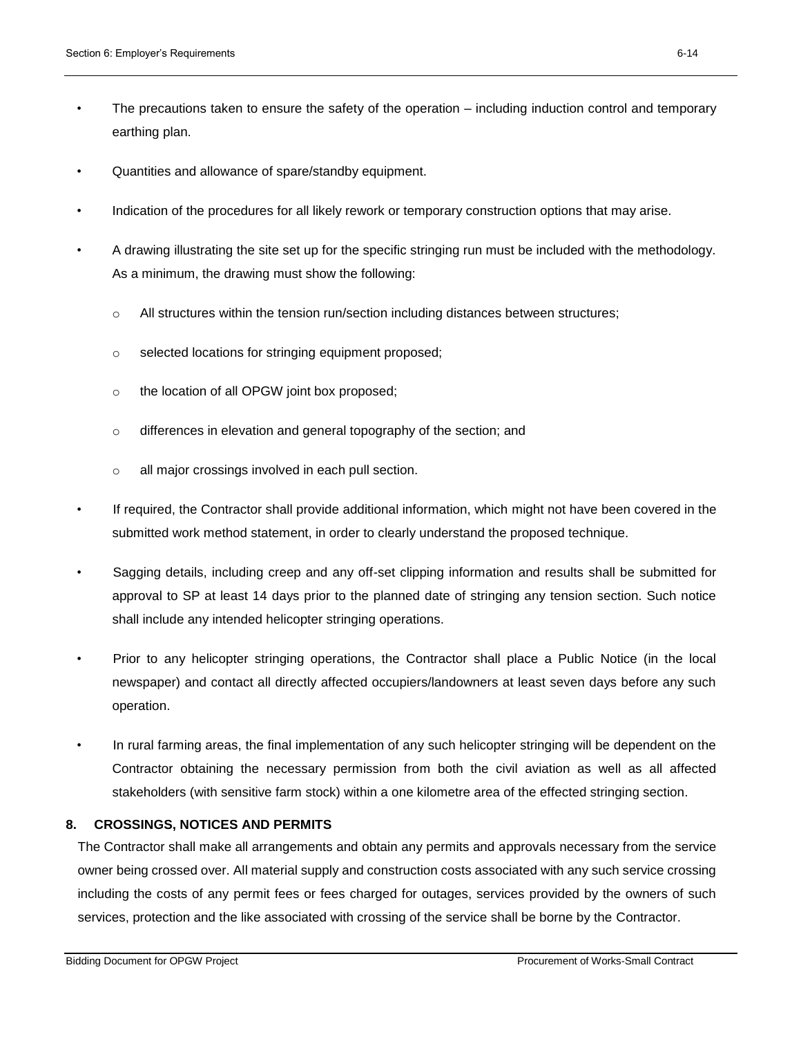- The precautions taken to ensure the safety of the operation – including induction control and temporary earthing plan.
- Quantities and allowance of spare/standby equipment.
- Indication of the procedures for all likely rework or temporary construction options that may arise.
- A drawing illustrating the site set up for the specific stringing run must be included with the methodology. As a minimum, the drawing must show the following:
  - All structures within the tension run/section including distances between structures;
  - selected locations for stringing equipment proposed;
  - the location of all OPGW joint box proposed;
  - differences in elevation and general topography of the section; and
  - all major crossings involved in each pull section.
- If required, the Contractor shall provide additional information, which might not have been covered in the submitted work method statement, in order to clearly understand the proposed technique.
- Sagging details, including creep and any off-set clipping information and results shall be submitted for approval to SP at least 14 days prior to the planned date of stringing any tension section. Such notice shall include any intended helicopter stringing operations.
- Prior to any helicopter stringing operations, the Contractor shall place a Public Notice (in the local newspaper) and contact all directly affected occupiers/landowners at least seven days before any such operation.
- In rural farming areas, the final implementation of any such helicopter stringing will be dependent on the Contractor obtaining the necessary permission from both the civil aviation as well as all affected stakeholders (with sensitive farm stock) within a one kilometre area of the effected stringing section.

## 8. CROSSINGS, NOTICES AND PERMITS

The Contractor shall make all arrangements and obtain any permits and approvals necessary from the service owner being crossed over. All material supply and construction costs associated with any such service crossing including the costs of any permit fees or fees charged for outages, services provided by the owners of such services, protection and the like associated with crossing of the service shall be borne by the Contractor.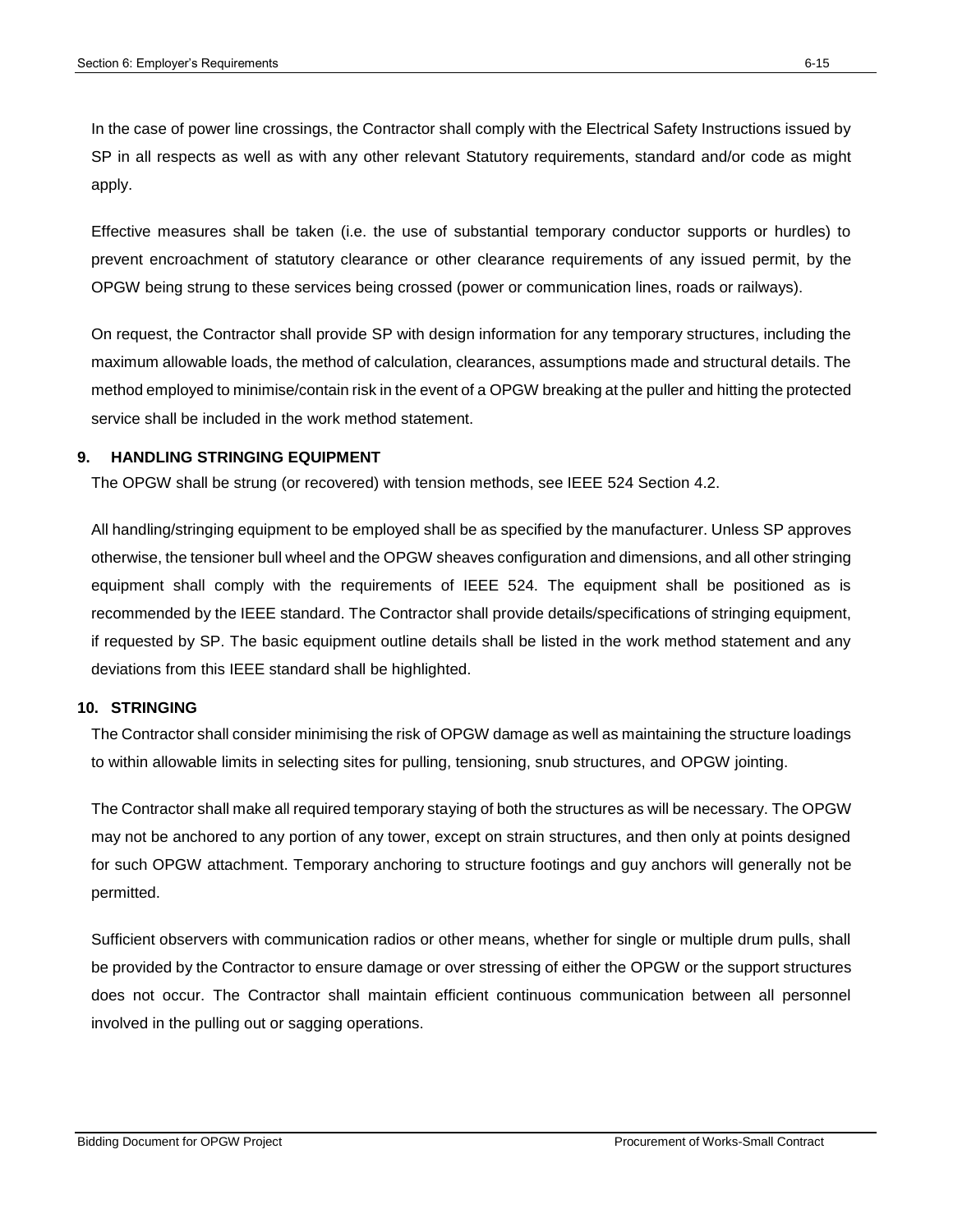In the case of power line crossings, the Contractor shall comply with the Electrical Safety Instructions issued by SP in all respects as well as with any other relevant Statutory requirements, standard and/or code as might apply.

Effective measures shall be taken (i.e. the use of substantial temporary conductor supports or hurdles) to prevent encroachment of statutory clearance or other clearance requirements of any issued permit, by the OPGW being strung to these services being crossed (power or communication lines, roads or railways).

On request, the Contractor shall provide SP with design information for any temporary structures, including the maximum allowable loads, the method of calculation, clearances, assumptions made and structural details. The method employed to minimise/contain risk in the event of a OPGW breaking at the puller and hitting the protected service shall be included in the work method statement.

## 9. HANDLING STRINGING EQUIPMENT

The OPGW shall be strung (or recovered) with tension methods, see IEEE 524 Section 4.2.

All handling/stringing equipment to be employed shall be as specified by the manufacturer. Unless SP approves otherwise, the tensioner bull wheel and the OPGW sheaves configuration and dimensions, and all other stringing equipment shall comply with the requirements of IEEE 524. The equipment shall be positioned as is recommended by the IEEE standard. The Contractor shall provide details/specifications of stringing equipment, if requested by SP. The basic equipment outline details shall be listed in the work method statement and any deviations from this IEEE standard shall be highlighted.

## 10. STRINGING

The Contractor shall consider minimising the risk of OPGW damage as well as maintaining the structure loadings to within allowable limits in selecting sites for pulling, tensioning, snub structures, and OPGW jointing.

The Contractor shall make all required temporary staying of both the structures as will be necessary. The OPGW may not be anchored to any portion of any tower, except on strain structures, and then only at points designed for such OPGW attachment. Temporary anchoring to structure footings and guy anchors will generally not be permitted.

Sufficient observers with communication radios or other means, whether for single or multiple drum pulls, shall be provided by the Contractor to ensure damage or over stressing of either the OPGW or the support structures does not occur. The Contractor shall maintain efficient continuous communication between all personnel involved in the pulling out or sagging operations.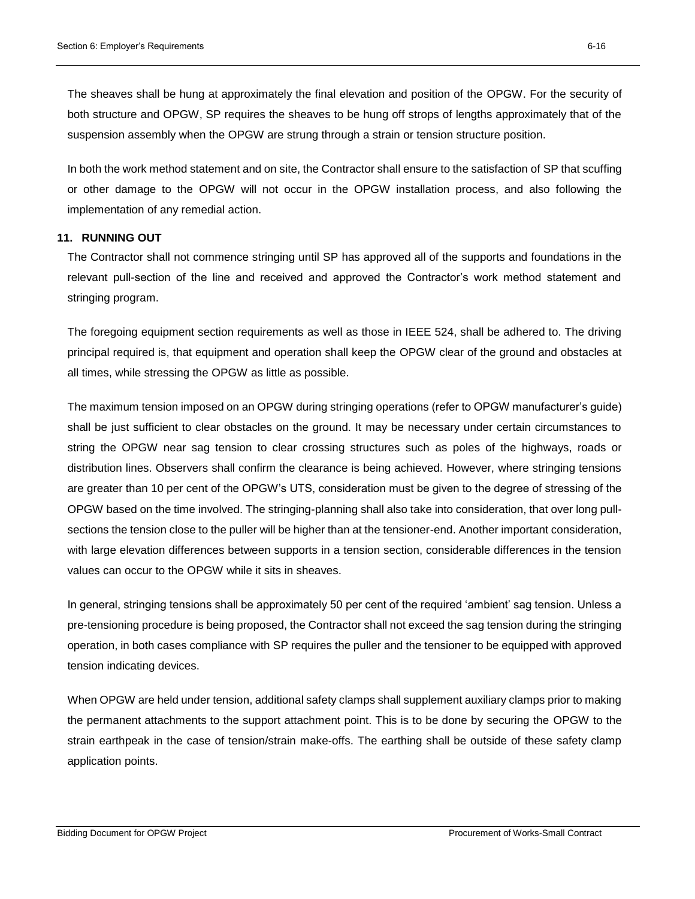The sheaves shall be hung at approximately the final elevation and position of the OPGW. For the security of both structure and OPGW, SP requires the sheaves to be hung off strops of lengths approximately that of the suspension assembly when the OPGW are strung through a strain or tension structure position.

In both the work method statement and on site, the Contractor shall ensure to the satisfaction of SP that scuffing or other damage to the OPGW will not occur in the OPGW installation process, and also following the implementation of any remedial action.

## 11. RUNNING OUT

The Contractor shall not commence stringing until SP has approved all of the supports and foundations in the relevant pull-section of the line and received and approved the Contractor's work method statement and stringing program.

The foregoing equipment section requirements as well as those in IEEE 524, shall be adhered to. The driving principal required is, that equipment and operation shall keep the OPGW clear of the ground and obstacles at all times, while stressing the OPGW as little as possible.

The maximum tension imposed on an OPGW during stringing operations (refer to OPGW manufacturer's guide) shall be just sufficient to clear obstacles on the ground. It may be necessary under certain circumstances to string the OPGW near sag tension to clear crossing structures such as poles of the highways, roads or distribution lines. Observers shall confirm the clearance is being achieved. However, where stringing tensions are greater than 10 per cent of the OPGW's UTS, consideration must be given to the degree of stressing of the OPGW based on the time involved. The stringing-planning shall also take into consideration, that over long pull-sections the tension close to the puller will be higher than at the tensioner-end. Another important consideration, with large elevation differences between supports in a tension section, considerable differences in the tension values can occur to the OPGW while it sits in sheaves.

In general, stringing tensions shall be approximately 50 per cent of the required 'ambient' sag tension. Unless a pre-tensioning procedure is being proposed, the Contractor shall not exceed the sag tension during the stringing operation, in both cases compliance with SP requires the puller and the tensioner to be equipped with approved tension indicating devices.

When OPGW are held under tension, additional safety clamps shall supplement auxiliary clamps prior to making the permanent attachments to the support attachment point. This is to be done by securing the OPGW to the strain earthpeak in the case of tension/strain make-offs. The earthing shall be outside of these safety clamp application points.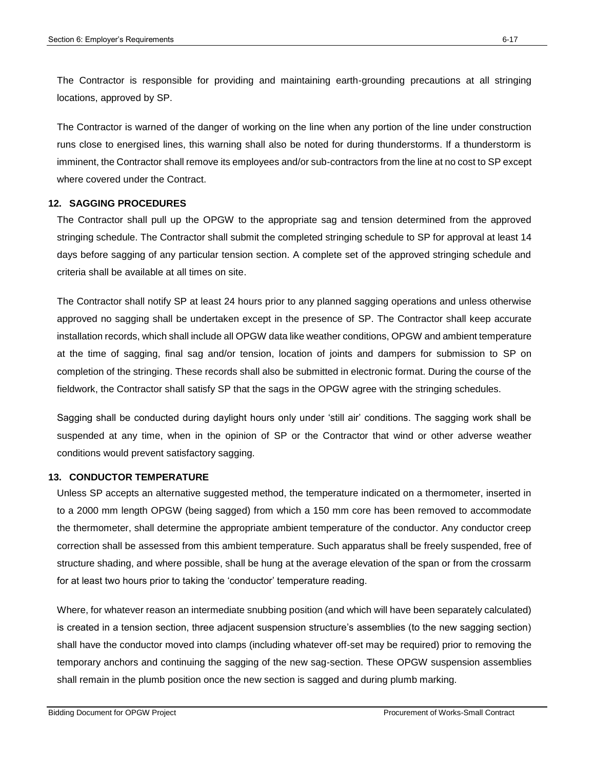The Contractor is responsible for providing and maintaining earth-grounding precautions at all stringing locations, approved by SP.

The Contractor is warned of the danger of working on the line when any portion of the line under construction runs close to energised lines, this warning shall also be noted for during thunderstorms. If a thunderstorm is imminent, the Contractor shall remove its employees and/or sub-contractors from the line at no cost to SP except where covered under the Contract.

## 12. SAGGING PROCEDURES

The Contractor shall pull up the OPGW to the appropriate sag and tension determined from the approved stringing schedule. The Contractor shall submit the completed stringing schedule to SP for approval at least 14 days before sagging of any particular tension section. A complete set of the approved stringing schedule and criteria shall be available at all times on site.

The Contractor shall notify SP at least 24 hours prior to any planned sagging operations and unless otherwise approved no sagging shall be undertaken except in the presence of SP. The Contractor shall keep accurate installation records, which shall include all OPGW data like weather conditions, OPGW and ambient temperature at the time of sagging, final sag and/or tension, location of joints and dampers for submission to SP on completion of the stringing. These records shall also be submitted in electronic format. During the course of the fieldwork, the Contractor shall satisfy SP that the sags in the OPGW agree with the stringing schedules.

Sagging shall be conducted during daylight hours only under 'still air' conditions. The sagging work shall be suspended at any time, when in the opinion of SP or the Contractor that wind or other adverse weather conditions would prevent satisfactory sagging.

## 13. CONDUCTOR TEMPERATURE

Unless SP accepts an alternative suggested method, the temperature indicated on a thermometer, inserted in to a 2000 mm length OPGW (being sagged) from which a 150 mm core has been removed to accommodate the thermometer, shall determine the appropriate ambient temperature of the conductor. Any conductor creep correction shall be assessed from this ambient temperature. Such apparatus shall be freely suspended, free of structure shading, and where possible, shall be hung at the average elevation of the span or from the crossarm for at least two hours prior to taking the 'conductor' temperature reading.

Where, for whatever reason an intermediate snubbing position (and which will have been separately calculated) is created in a tension section, three adjacent suspension structure's assemblies (to the new sagging section) shall have the conductor moved into clamps (including whatever off-set may be required) prior to removing the temporary anchors and continuing the sagging of the new sag-section. These OPGW suspension assemblies shall remain in the plumb position once the new section is sagged and during plumb marking.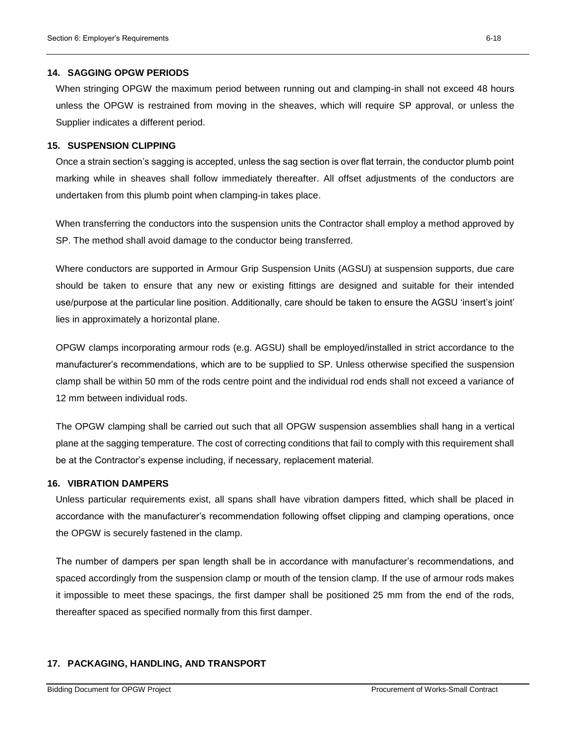## 14. SAGGING OPGW PERIODS

When stringing OPGW the maximum period between running out and clamping-in shall not exceed 48 hours unless the OPGW is restrained from moving in the sheaves, which will require SP approval, or unless the Supplier indicates a different period.

## 15. SUSPENSION CLIPPING

Once a strain section's sagging is accepted, unless the sag section is over flat terrain, the conductor plumb point marking while in sheaves shall follow immediately thereafter. All offset adjustments of the conductors are undertaken from this plumb point when clamping-in takes place.

When transferring the conductors into the suspension units the Contractor shall employ a method approved by SP. The method shall avoid damage to the conductor being transferred.

Where conductors are supported in Armour Grip Suspension Units (AGSU) at suspension supports, due care should be taken to ensure that any new or existing fittings are designed and suitable for their intended use/purpose at the particular line position. Additionally, care should be taken to ensure the AGSU 'insert's joint' lies in approximately a horizontal plane.

OPGW clamps incorporating armour rods (e.g. AGSU) shall be employed/installed in strict accordance to the manufacturer's recommendations, which are to be supplied to SP. Unless otherwise specified the suspension clamp shall be within 50 mm of the rods centre point and the individual rod ends shall not exceed a variance of 12 mm between individual rods.

The OPGW clamping shall be carried out such that all OPGW suspension assemblies shall hang in a vertical plane at the sagging temperature. The cost of correcting conditions that fail to comply with this requirement shall be at the Contractor's expense including, if necessary, replacement material.

## 16. VIBRATION DAMPERS

Unless particular requirements exist, all spans shall have vibration dampers fitted, which shall be placed in accordance with the manufacturer's recommendation following offset clipping and clamping operations, once the OPGW is securely fastened in the clamp.

The number of dampers per span length shall be in accordance with manufacturer's recommendations, and spaced accordingly from the suspension clamp or mouth of the tension clamp. If the use of armour rods makes it impossible to meet these spacings, the first damper shall be positioned 25 mm from the end of the rods, thereafter spaced as specified normally from this first damper.

## 17. PACKAGING, HANDLING, AND TRANSPORT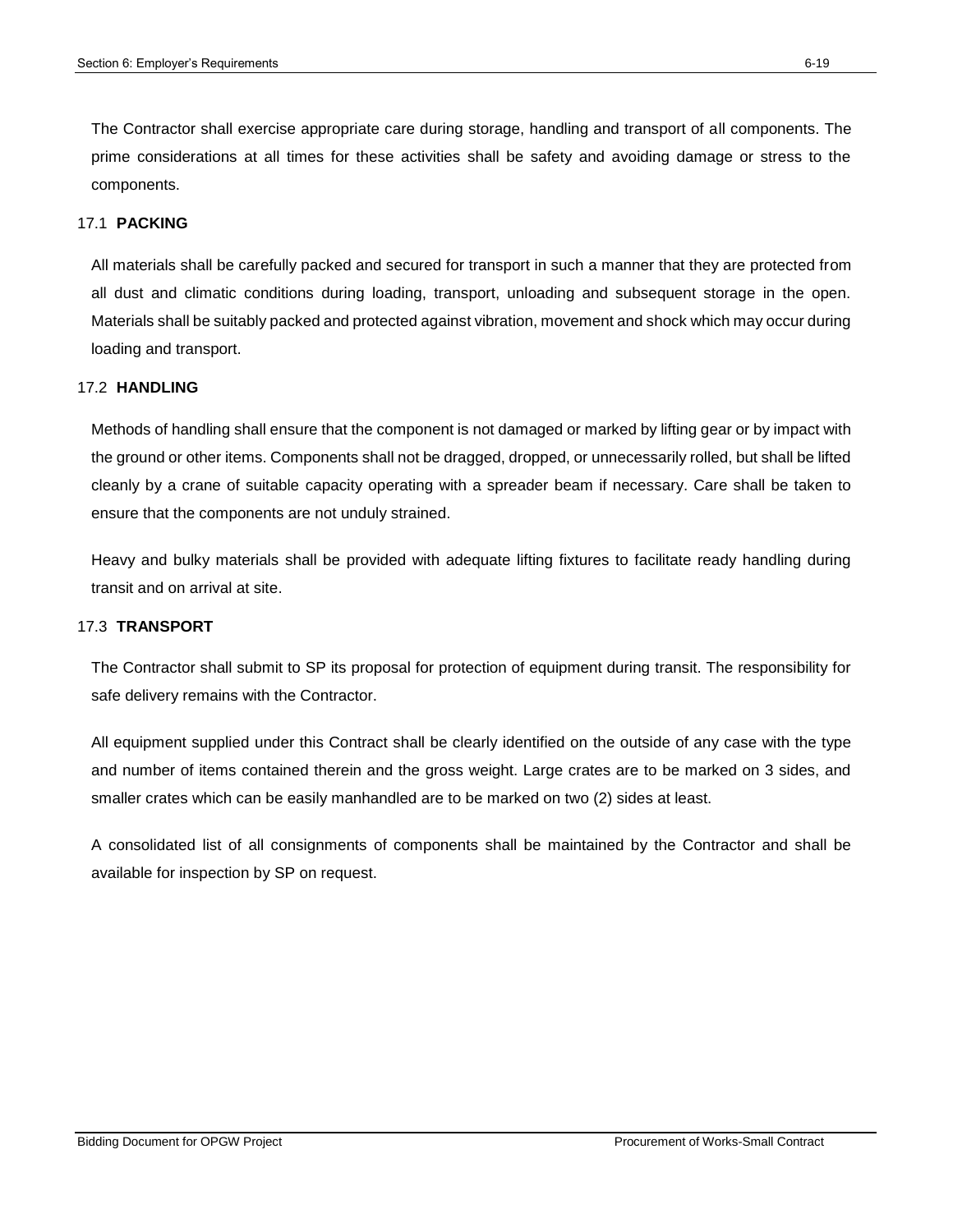The Contractor shall exercise appropriate care during storage, handling and transport of all components. The prime considerations at all times for these activities shall be safety and avoiding damage or stress to the components.

### 17.1 PACKING

All materials shall be carefully packed and secured for transport in such a manner that they are protected from all dust and climatic conditions during loading, transport, unloading and subsequent storage in the open. Materials shall be suitably packed and protected against vibration, movement and shock which may occur during loading and transport.

### 17.2 HANDLING

Methods of handling shall ensure that the component is not damaged or marked by lifting gear or by impact with the ground or other items. Components shall not be dragged, dropped, or unnecessarily rolled, but shall be lifted cleanly by a crane of suitable capacity operating with a spreader beam if necessary. Care shall be taken to ensure that the components are not unduly strained.

Heavy and bulky materials shall be provided with adequate lifting fixtures to facilitate ready handling during transit and on arrival at site.

### 17.3 TRANSPORT

The Contractor shall submit to SP its proposal for protection of equipment during transit. The responsibility for safe delivery remains with the Contractor.

All equipment supplied under this Contract shall be clearly identified on the outside of any case with the type and number of items contained therein and the gross weight. Large crates are to be marked on 3 sides, and smaller crates which can be easily manhandled are to be marked on two (2) sides at least.

A consolidated list of all consignments of components shall be maintained by the Contractor and shall be available for inspection by SP on request.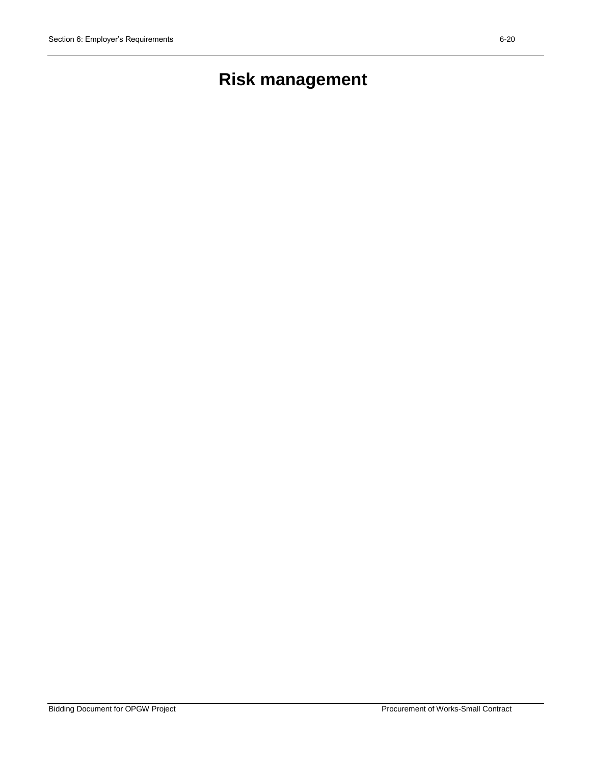# Risk management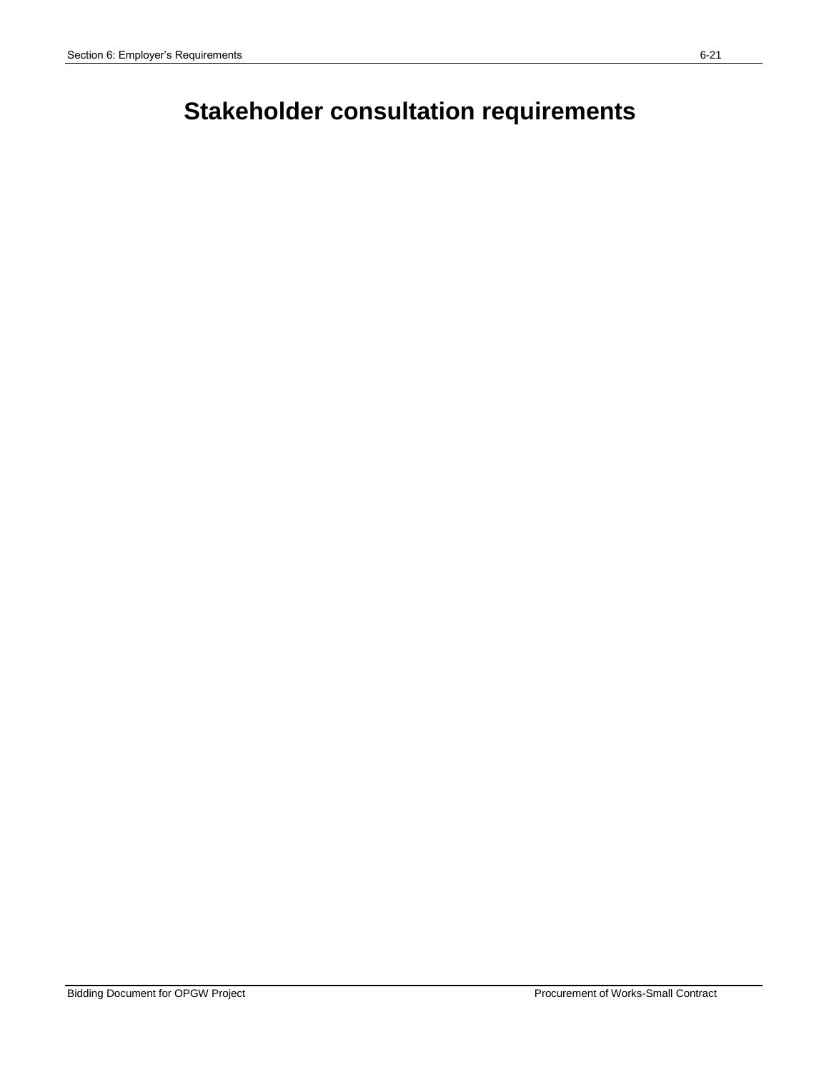# Stakeholder consultation requirements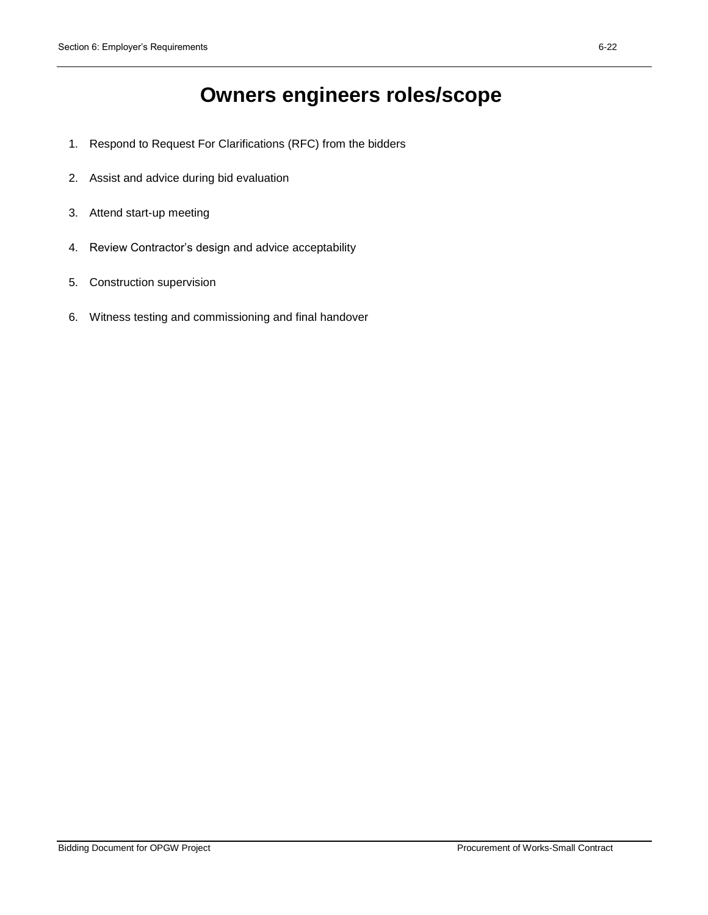# Owners engineers roles/scope

1. Respond to Request For Clarifications (RFC) from the bidders
2. Assist and advice during bid evaluation
3. Attend start-up meeting
4. Review Contractor’s design and advice acceptability
5. Construction supervision
6. Witness testing and commissioning and final handover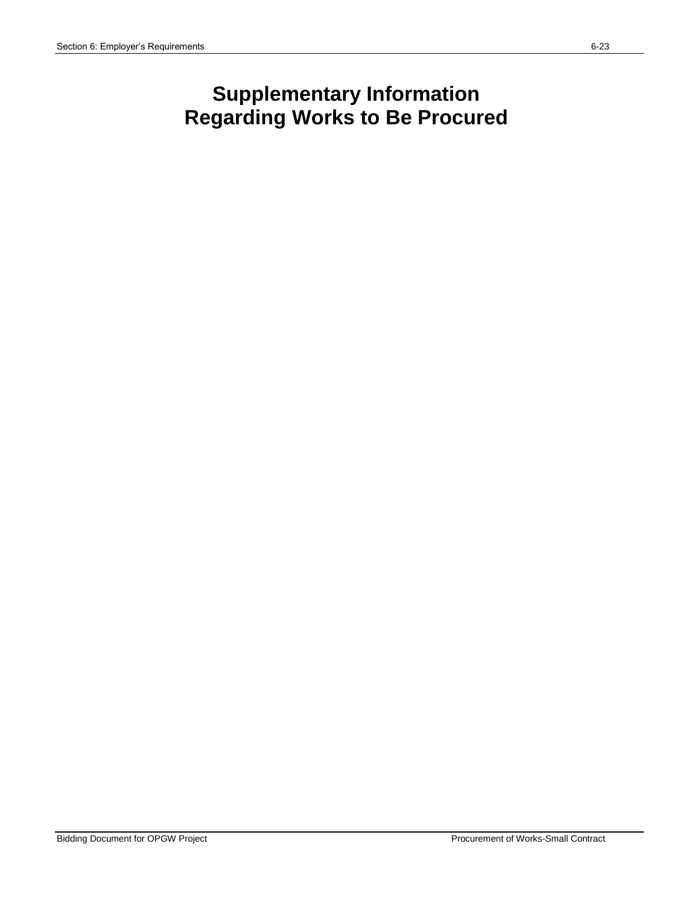# Supplementary Information Regarding Works to Be Procured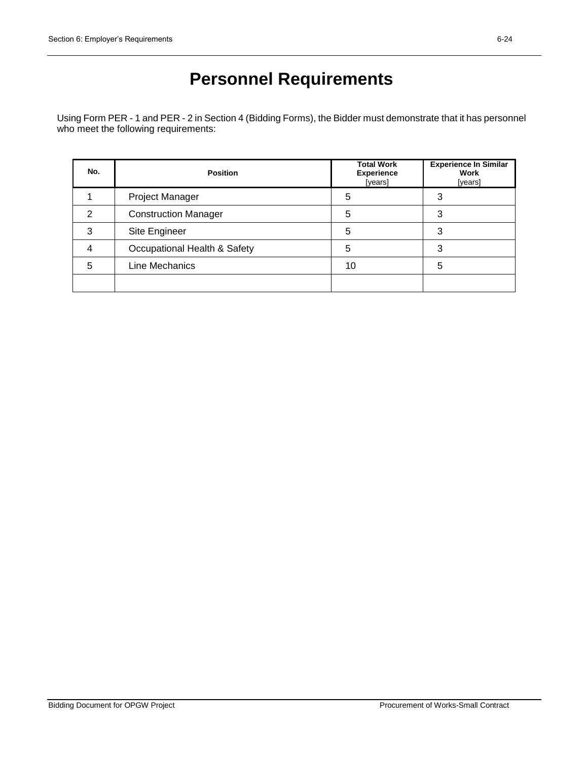# Personnel Requirements

Using Form PER - 1 and PER - 2 in Section 4 (Bidding Forms), the Bidder must demonstrate that it has personnel who meet the following requirements:

| No. | Position | Total Work Experience [years] | Experience In Similar Work [years] |
|---|---|---|---|
| 1 | Project Manager | 5 | 3 |
| 2 | Construction Manager | 5 | 3 |
| 3 | Site Engineer | 5 | 3 |
| 4 | Occupational Health & Safety | 5 | 3 |
| 5 | Line Mechanics | 10 | 5 |
| | | | |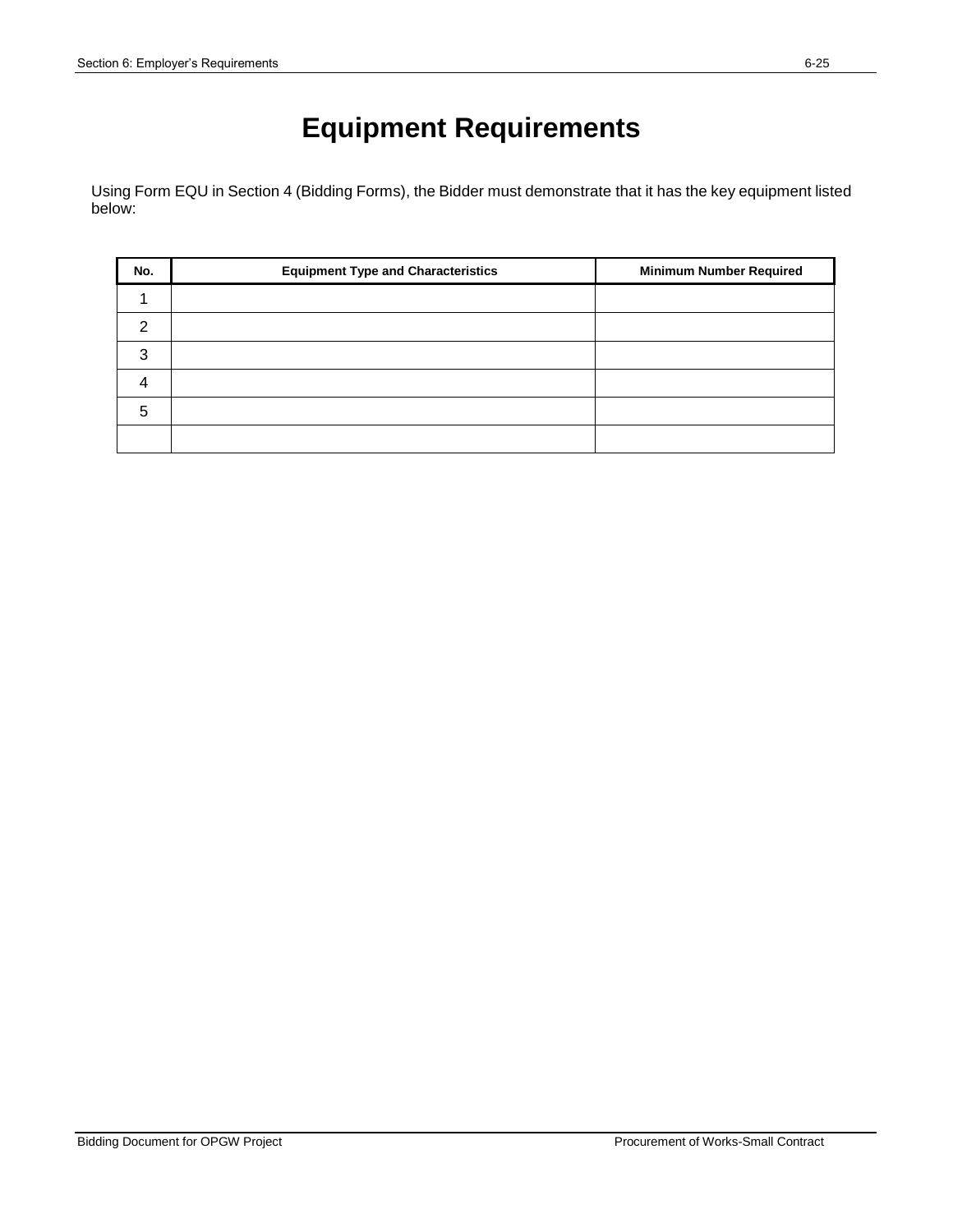# Equipment Requirements

Using Form EQU in Section 4 (Bidding Forms), the Bidder must demonstrate that it has the key equipment listed below:

| No. | Equipment Type and Characteristics | Minimum Number Required |
|---|---|---|
| 1 | | |
| 2 | | |
| 3 | | |
| 4 | | |
| 5 | | |
| | | |